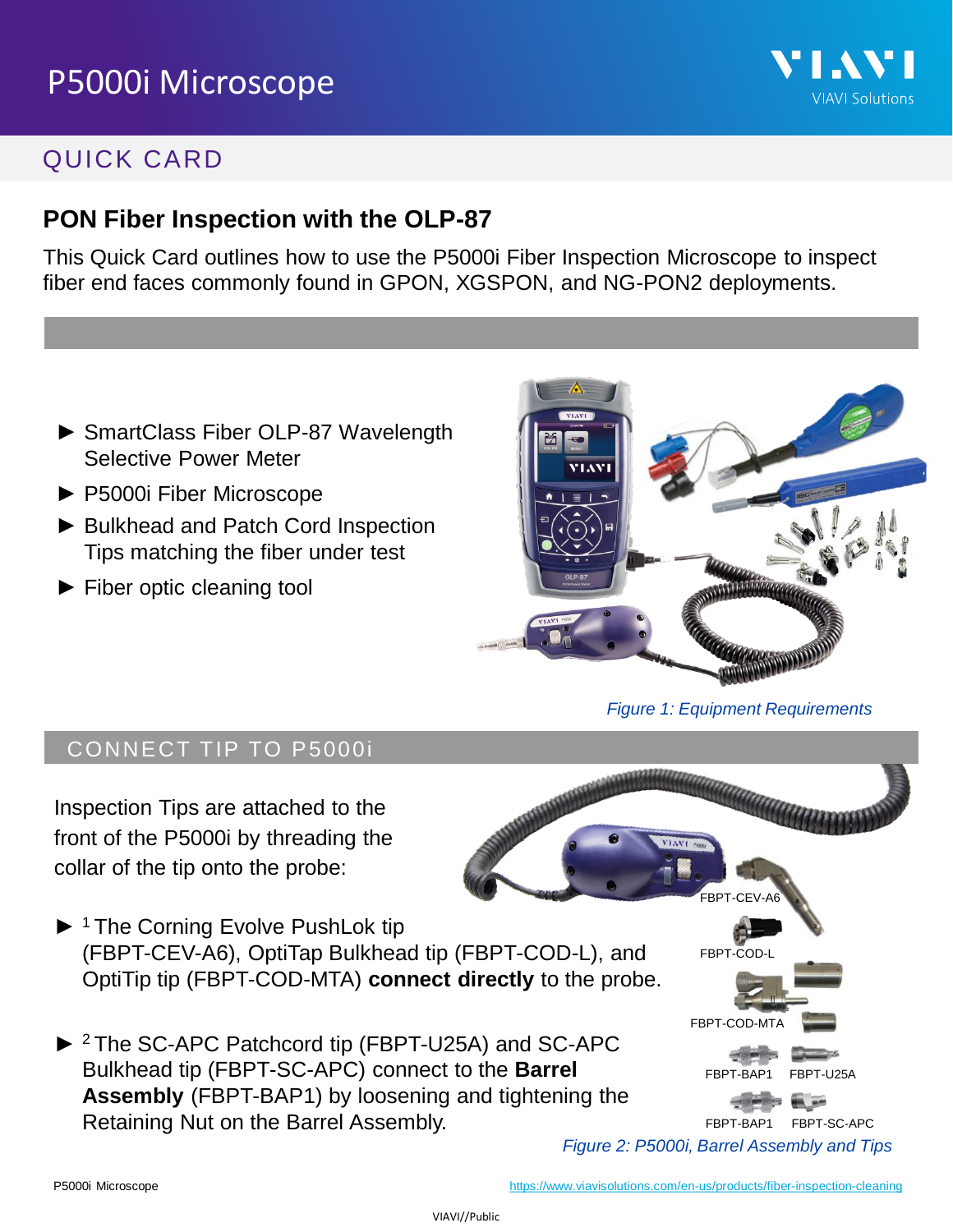# P5000i Microscope

QUICK CARD

## PON Fiber Inspection with the OLP-87

This Quick Card outlines how to use the P5000i Fiber Inspection Microscope to inspect fiber end faces commonly found in GPON, XGSPON, and NG-PON2 deployments.

- ► SmartClass Fiber OLP-87 Wavelength Selective Power Meter
- ► P5000i Fiber Microscope
- ► Bulkhead and Patch Cord Inspection Tips matching the fiber under test
- ► Fiber optic cleaning tool

*Figure 1: Equipment Requirements*

## CONNECT TIP TO P5000i

Inspection Tips are attached to the front of the P5000i by threading the collar of the tip onto the probe:

- ► [1] The Corning Evolve PushLok tip (FBPT-CEV-A6), OptiTap Bulkhead tip (FBPT-COD-L), and OptiTip tip (FBPT-COD-MTA) **connect directly** to the probe.

- ► [2] The SC-APC Patchcord tip (FBPT-U25A) and SC-APC Bulkhead tip (FBPT-SC-APC) connect to the **Barrel Assembly** (FBPT-BAP1) by loosening and tightening the Retaining Nut on the Barrel Assembly.

FBPT-CEV-A6

FBPT-COD-L

FBPT-COD-MTA

FBPT-BAP1 FBPT-U25A

FBPT-BAP1 FBPT-SC-APC

*Figure 2: P5000i, Barrel Assembly and Tips*

P5000i Microscope https://www.viavisolutions.com/en-us/products/fiber-inspection-cleaning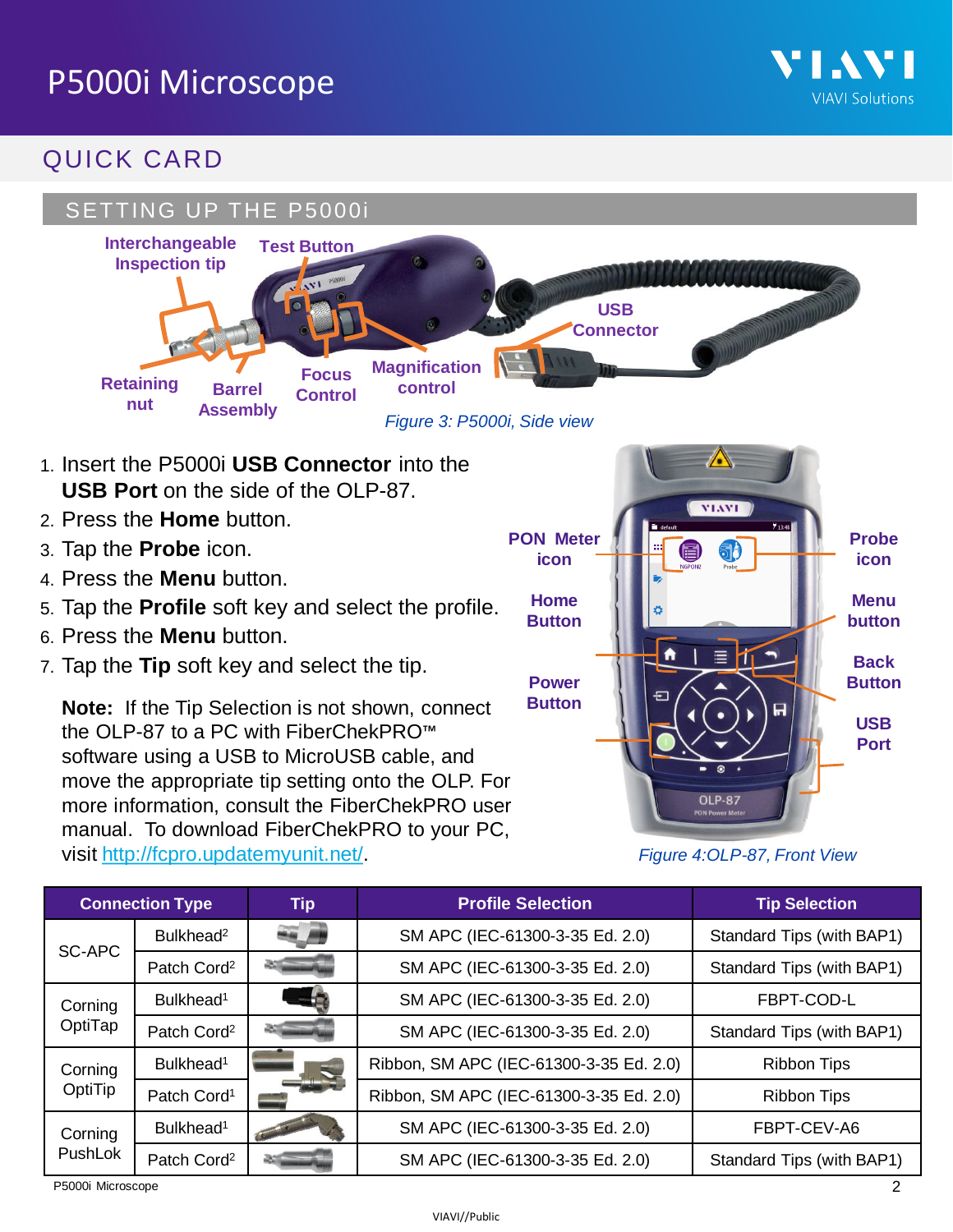# P5000i Microscope

## QUICK CARD

### SETTING UP THE P5000i

Interchangeable Inspection tip | Test Button | USB Connector | Retaining nut | Barrel Assembly | Focus Control | Magnification control

*Figure 3: P5000i, Side view*

1. Insert the P5000i **USB Connector** into the **USB Port** on the side of the OLP-87.
2. Press the **Home** button.
3. Tap the **Probe** icon.
4. Press the **Menu** button.
5. Tap the **Profile** soft key and select the profile.
6. Press the **Menu** button.
7. Tap the **Tip** soft key and select the tip.

**Note:** If the Tip Selection is not shown, connect the OLP-87 to a PC with FiberChekPRO™ software using a USB to MicroUSB cable, and move the appropriate tip setting onto the OLP. For more information, consult the FiberChekPRO user manual. To download FiberChekPRO to your PC, visit http://fcpro.updatemyunit.net/.

PON Meter icon | Probe icon | Home Button | Menu button | Back Button | Power Button | USB Port

*Figure 4:OLP-87, Front View*

| Connection Type | | Tip | Profile Selection | Tip Selection |
|---|---|---|---|---|
| SC-APC | Bulkhead[2] | | SM APC (IEC-61300-3-35 Ed. 2.0) | Standard Tips (with BAP1) |
| | Patch Cord[2] | | SM APC (IEC-61300-3-35 Ed. 2.0) | Standard Tips (with BAP1) |
| Corning OptiTap | Bulkhead[1] | | SM APC (IEC-61300-3-35 Ed. 2.0) | FBPT-COD-L |
| | Patch Cord[2] | | SM APC (IEC-61300-3-35 Ed. 2.0) | Standard Tips (with BAP1) |
| Corning OptiTip | Bulkhead[1] | | Ribbon, SM APC (IEC-61300-3-35 Ed. 2.0) | Ribbon Tips |
| | Patch Cord[1] | | Ribbon, SM APC (IEC-61300-3-35 Ed. 2.0) | Ribbon Tips |
| Corning PushLok | Bulkhead[1] | | SM APC (IEC-61300-3-35 Ed. 2.0) | FBPT-CEV-A6 |
| | Patch Cord[2] | | SM APC (IEC-61300-3-35 Ed. 2.0) | Standard Tips (with BAP1) |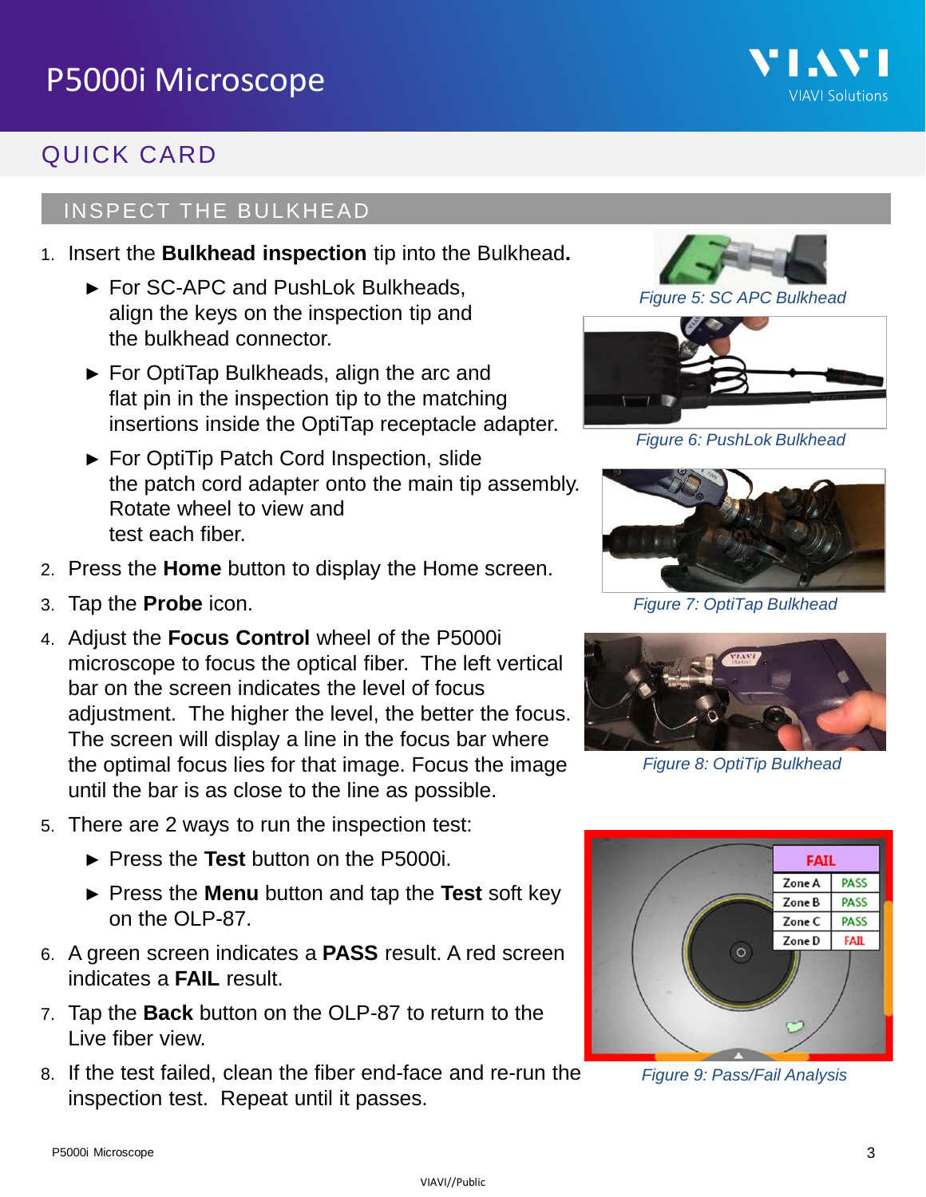# P5000i Microscope

## QUICK CARD

### INSPECT THE BULKHEAD

1. Insert the **Bulkhead inspection** tip into the Bulkhead**.**
   - ► For SC-APC and PushLok Bulkheads, align the keys on the inspection tip and the bulkhead connector.
   - ► For OptiTap Bulkheads, align the arc and flat pin in the inspection tip to the matching insertions inside the OptiTap receptacle adapter.
   - ► For OptiTip Patch Cord Inspection, slide the patch cord adapter onto the main tip assembly. Rotate wheel to view and test each fiber.
2. Press the **Home** button to display the Home screen.
3. Tap the **Probe** icon.
4. Adjust the **Focus Control** wheel of the P5000i microscope to focus the optical fiber. The left vertical bar on the screen indicates the level of focus adjustment. The higher the level, the better the focus. The screen will display a line in the focus bar where the optimal focus lies for that image. Focus the image until the bar is as close to the line as possible.
5. There are 2 ways to run the inspection test:
   - ► Press the **Test** button on the P5000i.
   - ► Press the **Menu** button and tap the **Test** soft key on the OLP-87.
6. A green screen indicates a **PASS** result. A red screen indicates a **FAIL** result.
7. Tap the **Back** button on the OLP-87 to return to the Live fiber view.
8. If the test failed, clean the fiber end-face and re-run the inspection test. Repeat until it passes.

*Figure 5: SC APC Bulkhead*

*Figure 6: PushLok Bulkhead*

*Figure 7: OptiTap Bulkhead*

*Figure 8: OptiTip Bulkhead*

| FAIL | |
|---|---|
| Zone A | PASS |
| Zone B | PASS |
| Zone C | PASS |
| Zone D | FAIL |

*Figure 9: Pass/Fail Analysis*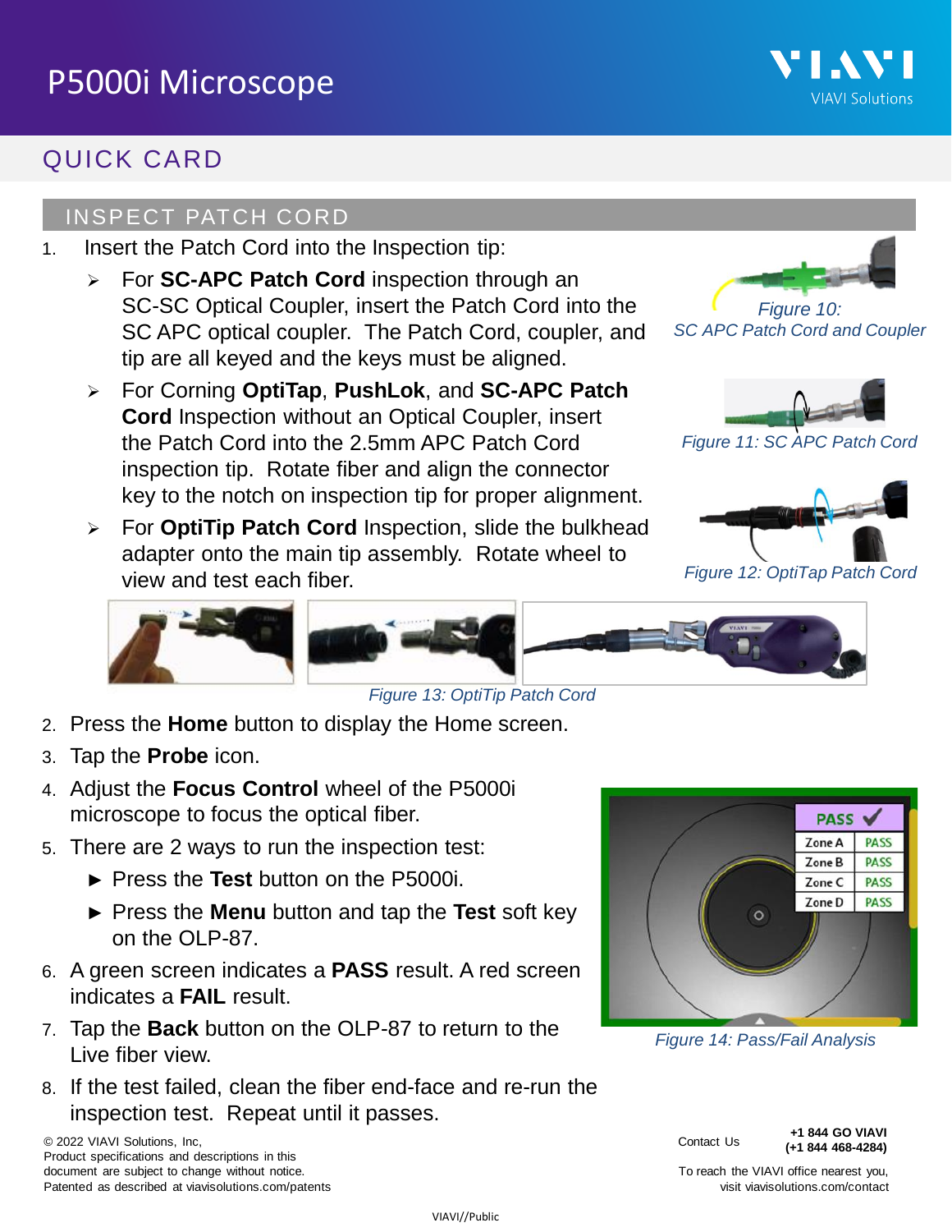# P5000i Microscope

## QUICK CARD

### INSPECT PATCH CORD

1. Insert the Patch Cord into the Inspection tip:
   - For **SC-APC Patch Cord** inspection through an SC-SC Optical Coupler, insert the Patch Cord into the SC APC optical coupler. The Patch Cord, coupler, and tip are all keyed and the keys must be aligned.
   - For Corning **OptiTap**, **PushLok**, and **SC-APC Patch Cord** Inspection without an Optical Coupler, insert the Patch Cord into the 2.5mm APC Patch Cord inspection tip. Rotate fiber and align the connector key to the notch on inspection tip for proper alignment.
   - For **OptiTip Patch Cord** Inspection, slide the bulkhead adapter onto the main tip assembly. Rotate wheel to view and test each fiber.

*Figure 10: SC APC Patch Cord and Coupler*

*Figure 11: SC APC Patch Cord*

*Figure 12: OptiTap Patch Cord*

*Figure 13: OptiTip Patch Cord*

2. Press the **Home** button to display the Home screen.
3. Tap the **Probe** icon.
4. Adjust the **Focus Control** wheel of the P5000i microscope to focus the optical fiber.
5. There are 2 ways to run the inspection test:
   - Press the **Test** button on the P5000i.
   - Press the **Menu** button and tap the **Test** soft key on the OLP-87.
6. A green screen indicates a **PASS** result. A red screen indicates a **FAIL** result.
7. Tap the **Back** button on the OLP-87 to return to the Live fiber view.
8. If the test failed, clean the fiber end-face and re-run the inspection test. Repeat until it passes.

PASS ✔

| | |
|---|---|
| Zone A | PASS |
| Zone B | PASS |
| Zone C | PASS |
| Zone D | PASS |

*Figure 14: Pass/Fail Analysis*

© 2022 VIAVI Solutions, Inc,
Product specifications and descriptions in this document are subject to change without notice.
Patented as described at viavisolutions.com/patents

Contact Us **+1 844 GO VIAVI (+1 844 468-4284)**

To reach the VIAVI office nearest you, visit viavisolutions.com/contact

VIAVI//Public